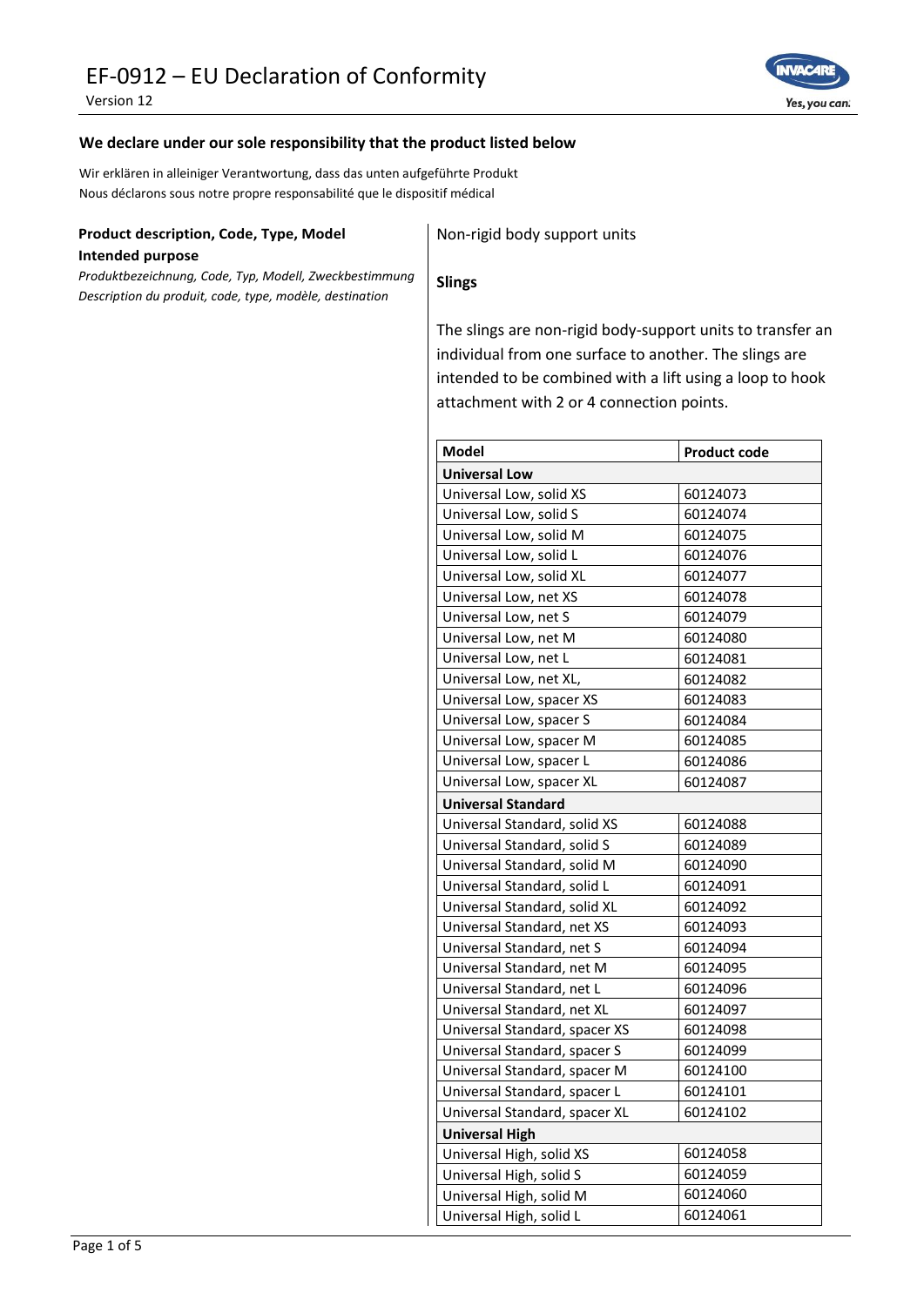# EF-0912 – EU Declaration of Conformity

Version 12

**We declare under our sole responsibility that the product listed below**

Wir erklären in alleiniger Verantwortung, dass das unten aufgeführte Produkt
Nous déclarons sous notre propre responsabilité que le dispositif médical

**Product description, Code, Type, Model**
**Intended purpose**
*Produktbezeichnung, Code, Typ, Modell, Zweckbestimmung*
*Description du produit, code, type, modèle, destination*

Non-rigid body support units

**Slings**

The slings are non-rigid body-support units to transfer an individual from one surface to another. The slings are intended to be combined with a lift using a loop to hook attachment with 2 or 4 connection points.

| Model | Product code |
|---|---|
| **Universal Low** | |
| Universal Low, solid XS | 60124073 |
| Universal Low, solid S | 60124074 |
| Universal Low, solid M | 60124075 |
| Universal Low, solid L | 60124076 |
| Universal Low, solid XL | 60124077 |
| Universal Low, net XS | 60124078 |
| Universal Low, net S | 60124079 |
| Universal Low, net M | 60124080 |
| Universal Low, net L | 60124081 |
| Universal Low, net XL, | 60124082 |
| Universal Low, spacer XS | 60124083 |
| Universal Low, spacer S | 60124084 |
| Universal Low, spacer M | 60124085 |
| Universal Low, spacer L | 60124086 |
| Universal Low, spacer XL | 60124087 |
| **Universal Standard** | |
| Universal Standard, solid XS | 60124088 |
| Universal Standard, solid S | 60124089 |
| Universal Standard, solid M | 60124090 |
| Universal Standard, solid L | 60124091 |
| Universal Standard, solid XL | 60124092 |
| Universal Standard, net XS | 60124093 |
| Universal Standard, net S | 60124094 |
| Universal Standard, net M | 60124095 |
| Universal Standard, net L | 60124096 |
| Universal Standard, net XL | 60124097 |
| Universal Standard, spacer XS | 60124098 |
| Universal Standard, spacer S | 60124099 |
| Universal Standard, spacer M | 60124100 |
| Universal Standard, spacer L | 60124101 |
| Universal Standard, spacer XL | 60124102 |
| **Universal High** | |
| Universal High, solid XS | 60124058 |
| Universal High, solid S | 60124059 |
| Universal High, solid M | 60124060 |
| Universal High, solid L | 60124061 |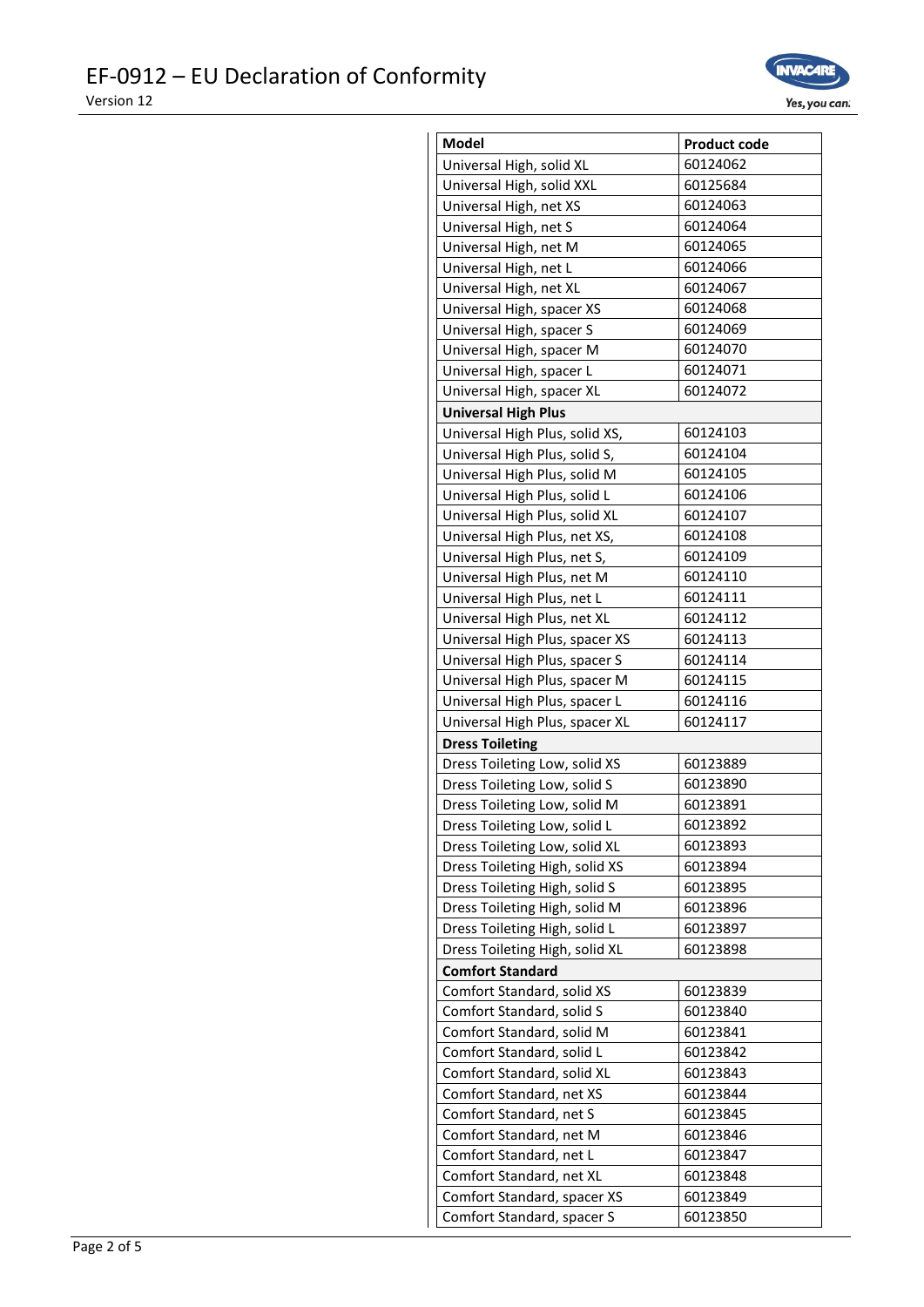| Model | Product code |
|---|---|
| Universal High, solid XL | 60124062 |
| Universal High, solid XXL | 60125684 |
| Universal High, net XS | 60124063 |
| Universal High, net S | 60124064 |
| Universal High, net M | 60124065 |
| Universal High, net L | 60124066 |
| Universal High, net XL | 60124067 |
| Universal High, spacer XS | 60124068 |
| Universal High, spacer S | 60124069 |
| Universal High, spacer M | 60124070 |
| Universal High, spacer L | 60124071 |
| Universal High, spacer XL | 60124072 |
| **Universal High Plus** | |
| Universal High Plus, solid XS, | 60124103 |
| Universal High Plus, solid S, | 60124104 |
| Universal High Plus, solid M | 60124105 |
| Universal High Plus, solid L | 60124106 |
| Universal High Plus, solid XL | 60124107 |
| Universal High Plus, net XS, | 60124108 |
| Universal High Plus, net S, | 60124109 |
| Universal High Plus, net M | 60124110 |
| Universal High Plus, net L | 60124111 |
| Universal High Plus, net XL | 60124112 |
| Universal High Plus, spacer XS | 60124113 |
| Universal High Plus, spacer S | 60124114 |
| Universal High Plus, spacer M | 60124115 |
| Universal High Plus, spacer L | 60124116 |
| Universal High Plus, spacer XL | 60124117 |
| **Dress Toileting** | |
| Dress Toileting Low, solid XS | 60123889 |
| Dress Toileting Low, solid S | 60123890 |
| Dress Toileting Low, solid M | 60123891 |
| Dress Toileting Low, solid L | 60123892 |
| Dress Toileting Low, solid XL | 60123893 |
| Dress Toileting High, solid XS | 60123894 |
| Dress Toileting High, solid S | 60123895 |
| Dress Toileting High, solid M | 60123896 |
| Dress Toileting High, solid L | 60123897 |
| Dress Toileting High, solid XL | 60123898 |
| **Comfort Standard** | |
| Comfort Standard, solid XS | 60123839 |
| Comfort Standard, solid S | 60123840 |
| Comfort Standard, solid M | 60123841 |
| Comfort Standard, solid L | 60123842 |
| Comfort Standard, solid XL | 60123843 |
| Comfort Standard, net XS | 60123844 |
| Comfort Standard, net S | 60123845 |
| Comfort Standard, net M | 60123846 |
| Comfort Standard, net L | 60123847 |
| Comfort Standard, net XL | 60123848 |
| Comfort Standard, spacer XS | 60123849 |
| Comfort Standard, spacer S | 60123850 |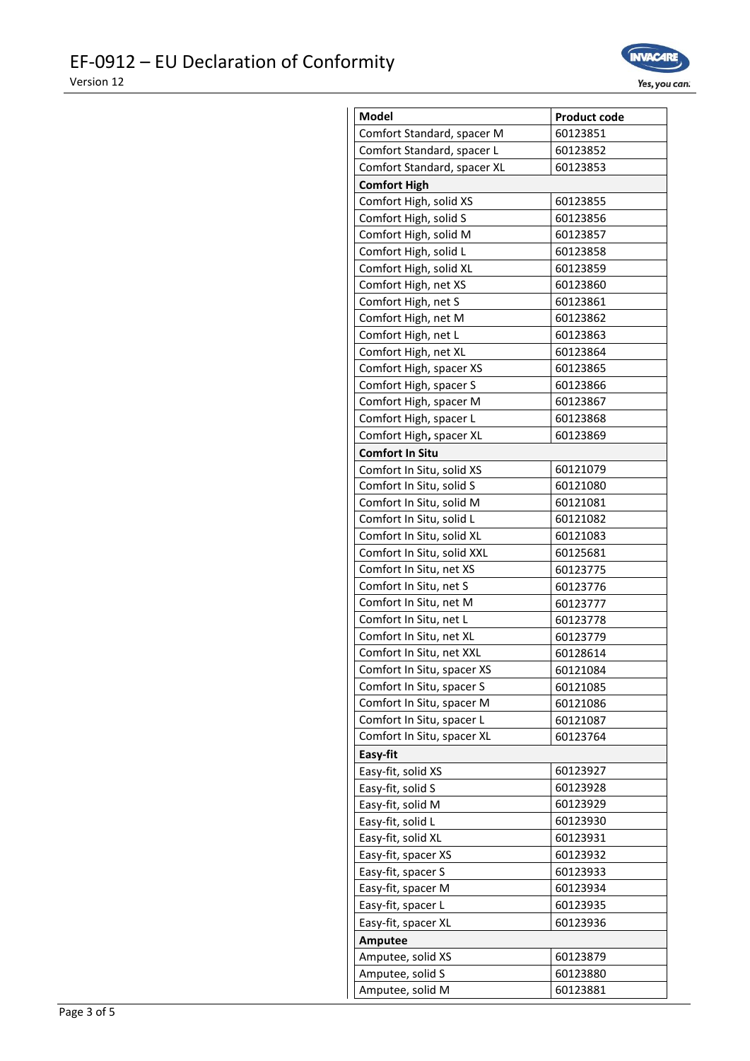| Model | Product code |
|---|---|
| Comfort Standard, spacer M | 60123851 |
| Comfort Standard, spacer L | 60123852 |
| Comfort Standard, spacer XL | 60123853 |
| **Comfort High** | |
| Comfort High, solid XS | 60123855 |
| Comfort High, solid S | 60123856 |
| Comfort High, solid M | 60123857 |
| Comfort High, solid L | 60123858 |
| Comfort High, solid XL | 60123859 |
| Comfort High, net XS | 60123860 |
| Comfort High, net S | 60123861 |
| Comfort High, net M | 60123862 |
| Comfort High, net L | 60123863 |
| Comfort High, net XL | 60123864 |
| Comfort High, spacer XS | 60123865 |
| Comfort High, spacer S | 60123866 |
| Comfort High, spacer M | 60123867 |
| Comfort High, spacer L | 60123868 |
| Comfort High, spacer XL | 60123869 |
| **Comfort In Situ** | |
| Comfort In Situ, solid XS | 60121079 |
| Comfort In Situ, solid S | 60121080 |
| Comfort In Situ, solid M | 60121081 |
| Comfort In Situ, solid L | 60121082 |
| Comfort In Situ, solid XL | 60121083 |
| Comfort In Situ, solid XXL | 60125681 |
| Comfort In Situ, net XS | 60123775 |
| Comfort In Situ, net S | 60123776 |
| Comfort In Situ, net M | 60123777 |
| Comfort In Situ, net L | 60123778 |
| Comfort In Situ, net XL | 60123779 |
| Comfort In Situ, net XXL | 60128614 |
| Comfort In Situ, spacer XS | 60121084 |
| Comfort In Situ, spacer S | 60121085 |
| Comfort In Situ, spacer M | 60121086 |
| Comfort In Situ, spacer L | 60121087 |
| Comfort In Situ, spacer XL | 60123764 |
| **Easy-fit** | |
| Easy-fit, solid XS | 60123927 |
| Easy-fit, solid S | 60123928 |
| Easy-fit, solid M | 60123929 |
| Easy-fit, solid L | 60123930 |
| Easy-fit, solid XL | 60123931 |
| Easy-fit, spacer XS | 60123932 |
| Easy-fit, spacer S | 60123933 |
| Easy-fit, spacer M | 60123934 |
| Easy-fit, spacer L | 60123935 |
| Easy-fit, spacer XL | 60123936 |
| **Amputee** | |
| Amputee, solid XS | 60123879 |
| Amputee, solid S | 60123880 |
| Amputee, solid M | 60123881 |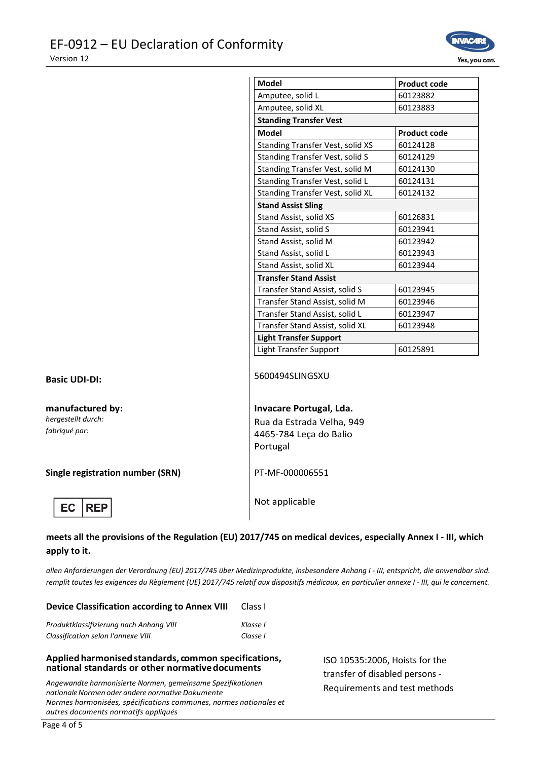| Model | Product code |
| --- | --- |
| Amputee, solid L | 60123882 |
| Amputee, solid XL | 60123883 |
| **Standing Transfer Vest** | |
| **Model** | **Product code** |
| Standing Transfer Vest, solid XS | 60124128 |
| Standing Transfer Vest, solid S | 60124129 |
| Standing Transfer Vest, solid M | 60124130 |
| Standing Transfer Vest, solid L | 60124131 |
| Standing Transfer Vest, solid XL | 60124132 |
| **Stand Assist Sling** | |
| Stand Assist, solid XS | 60126831 |
| Stand Assist, solid S | 60123941 |
| Stand Assist, solid M | 60123942 |
| Stand Assist, solid L | 60123943 |
| Stand Assist, solid XL | 60123944 |
| **Transfer Stand Assist** | |
| Transfer Stand Assist, solid S | 60123945 |
| Transfer Stand Assist, solid M | 60123946 |
| Transfer Stand Assist, solid L | 60123947 |
| Transfer Stand Assist, solid XL | 60123948 |
| **Light Transfer Support** | |
| Light Transfer Support | 60125891 |

**Basic UDI-DI:** 5600494SLINGSXU

**manufactured by:**
*hergestellt durch:*
*fabriqué par:*

**Invacare Portugal, Lda.**
Rua da Estrada Velha, 949
4465-784 Leça do Balio
Portugal

**Single registration number (SRN)** PT-MF-000006551

EC REP: Not applicable

**meets all the provisions of the Regulation (EU) 2017/745 on medical devices, especially Annex I - III, which apply to it.**

*allen Anforderungen der Verordnung (EU) 2017/745 über Medizinprodukte, insbesondere Anhang I - III, entspricht, die anwendbar sind.*
*remplit toutes les exigences du Règlement (UE) 2017/745 relatif aux dispositifs médicaux, en particulier annexe I - III, qui le concernent.*

**Device Classification according to Annex VIII** Class I

*Produktklassifizierung nach Anhang VIII* *Klasse I*
*Classification selon l'annexe VIII* *Classe I*

**Applied harmonised standards, common specifications, national standards or other normative documents**

*Angewandte harmonisierte Normen, gemeinsame Spezifikationen nationale Normen oder andere normative Dokumente*
*Normes harmonisées, spécifications communes, normes nationales et autres documents normatifs appliqués*

ISO 10535:2006, Hoists for the transfer of disabled persons - Requirements and test methods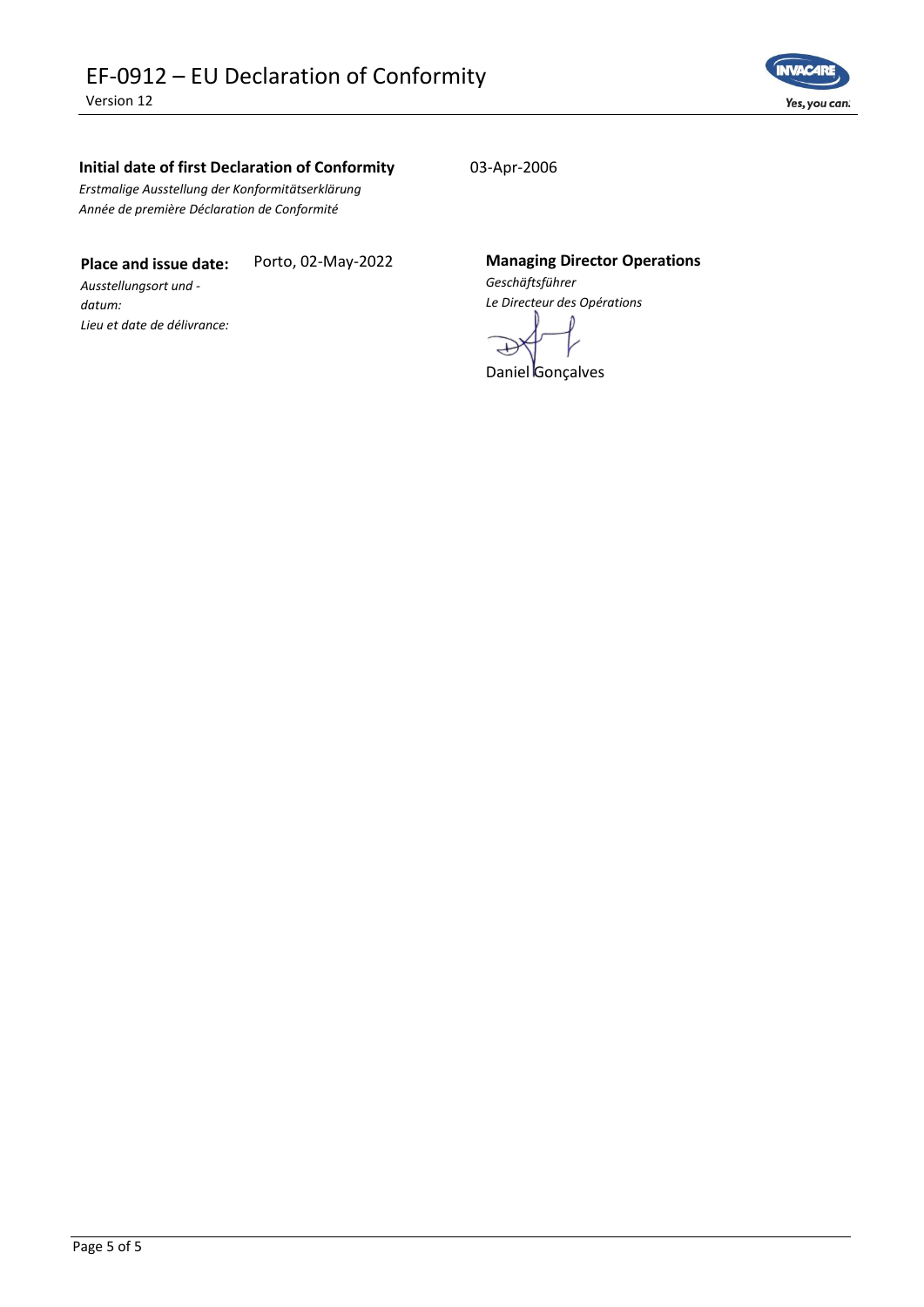**Initial date of first Declaration of Conformity** 03-Apr-2006

*Erstmalige Ausstellung der Konformitätserklärung*
*Année de première Déclaration de Conformité*

**Place and issue date:** Porto, 02-May-2022

*Ausstellungsort und -datum:*
*Lieu et date de délivrance:*

**Managing Director Operations**
*Geschäftsführer*
*Le Directeur des Opérations*

Daniel Gonçalves